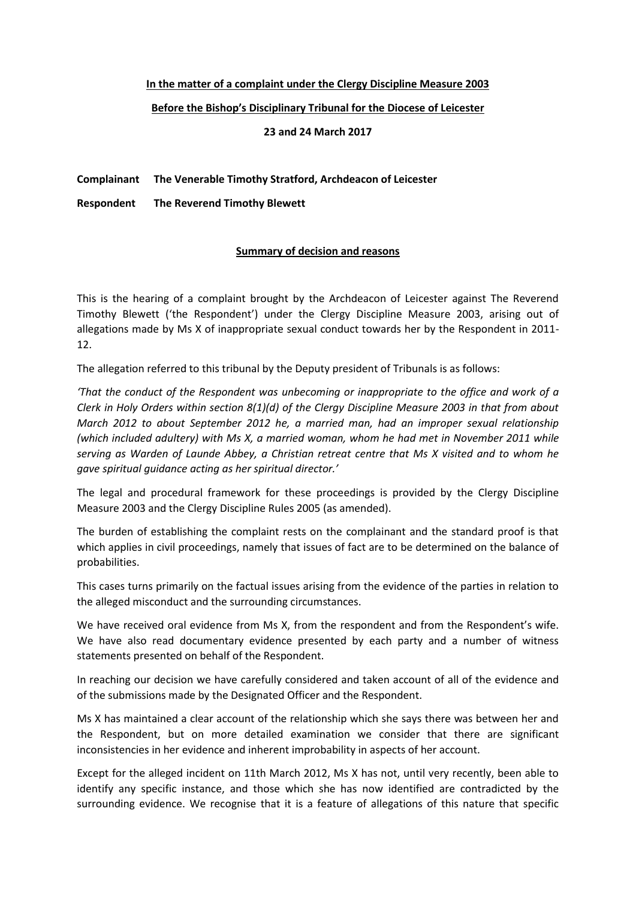**In the matter of a complaint under the Clergy Discipline Measure 2003**

**Before the Bishop's Disciplinary Tribunal for the Diocese of Leicester**

**23 and 24 March 2017**

**Complainant** **The Venerable Timothy Stratford, Archdeacon of Leicester**

**Respondent** **The Reverend Timothy Blewett**

**Summary of decision and reasons**

This is the hearing of a complaint brought by the Archdeacon of Leicester against The Reverend Timothy Blewett ('the Respondent') under the Clergy Discipline Measure 2003, arising out of allegations made by Ms X of inappropriate sexual conduct towards her by the Respondent in 2011-12.

The allegation referred to this tribunal by the Deputy president of Tribunals is as follows:

*'That the conduct of the Respondent was unbecoming or inappropriate to the office and work of a Clerk in Holy Orders within section 8(1)(d) of the Clergy Discipline Measure 2003 in that from about March 2012 to about September 2012 he, a married man, had an improper sexual relationship (which included adultery) with Ms X, a married woman, whom he had met in November 2011 while serving as Warden of Launde Abbey, a Christian retreat centre that Ms X visited and to whom he gave spiritual guidance acting as her spiritual director.'*

The legal and procedural framework for these proceedings is provided by the Clergy Discipline Measure 2003 and the Clergy Discipline Rules 2005 (as amended).

The burden of establishing the complaint rests on the complainant and the standard proof is that which applies in civil proceedings, namely that issues of fact are to be determined on the balance of probabilities.

This cases turns primarily on the factual issues arising from the evidence of the parties in relation to the alleged misconduct and the surrounding circumstances.

We have received oral evidence from Ms X, from the respondent and from the Respondent's wife. We have also read documentary evidence presented by each party and a number of witness statements presented on behalf of the Respondent.

In reaching our decision we have carefully considered and taken account of all of the evidence and of the submissions made by the Designated Officer and the Respondent.

Ms X has maintained a clear account of the relationship which she says there was between her and the Respondent, but on more detailed examination we consider that there are significant inconsistencies in her evidence and inherent improbability in aspects of her account.

Except for the alleged incident on 11th March 2012, Ms X has not, until very recently, been able to identify any specific instance, and those which she has now identified are contradicted by the surrounding evidence. We recognise that it is a feature of allegations of this nature that specific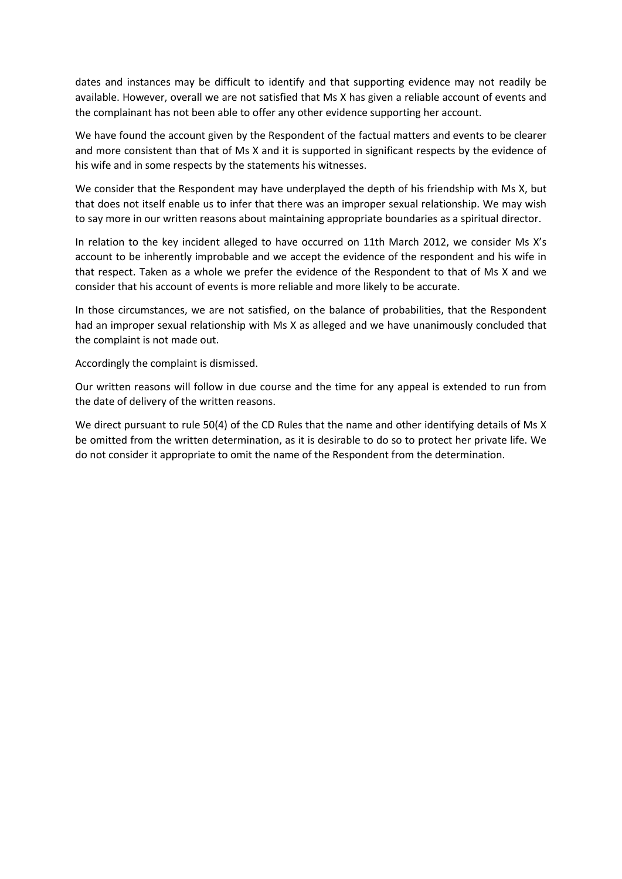dates and instances may be difficult to identify and that supporting evidence may not readily be available. However, overall we are not satisfied that Ms X has given a reliable account of events and the complainant has not been able to offer any other evidence supporting her account.

We have found the account given by the Respondent of the factual matters and events to be clearer and more consistent than that of Ms X and it is supported in significant respects by the evidence of his wife and in some respects by the statements his witnesses.

We consider that the Respondent may have underplayed the depth of his friendship with Ms X, but that does not itself enable us to infer that there was an improper sexual relationship. We may wish to say more in our written reasons about maintaining appropriate boundaries as a spiritual director.

In relation to the key incident alleged to have occurred on 11th March 2012, we consider Ms X's account to be inherently improbable and we accept the evidence of the respondent and his wife in that respect. Taken as a whole we prefer the evidence of the Respondent to that of Ms X and we consider that his account of events is more reliable and more likely to be accurate.

In those circumstances, we are not satisfied, on the balance of probabilities, that the Respondent had an improper sexual relationship with Ms X as alleged and we have unanimously concluded that the complaint is not made out.

Accordingly the complaint is dismissed.

Our written reasons will follow in due course and the time for any appeal is extended to run from the date of delivery of the written reasons.

We direct pursuant to rule 50(4) of the CD Rules that the name and other identifying details of Ms X be omitted from the written determination, as it is desirable to do so to protect her private life. We do not consider it appropriate to omit the name of the Respondent from the determination.